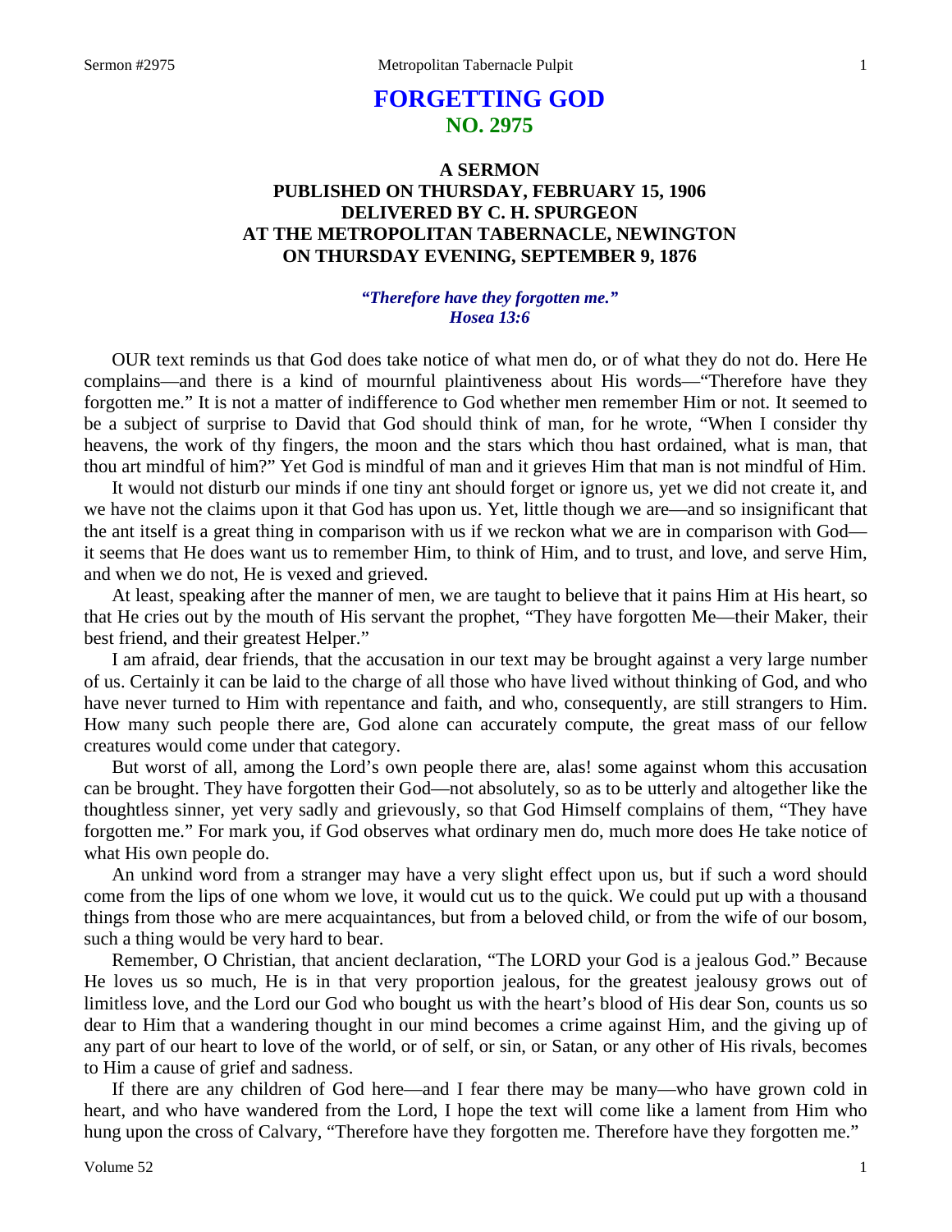# FORGETTING GOD
## NO. 2975

### A SERMON
### PUBLISHED ON THURSDAY, FEBRUARY 15, 1906
### DELIVERED BY C. H. SPURGEON
### AT THE METROPOLITAN TABERNACLE, NEWINGTON
### ON THURSDAY EVENING, SEPTEMBER 9, 1876

*"Therefore have they forgotten me."*
*Hosea 13:6*

OUR text reminds us that God does take notice of what men do, or of what they do not do. Here He complains—and there is a kind of mournful plaintiveness about His words—"Therefore have they forgotten me." It is not a matter of indifference to God whether men remember Him or not. It seemed to be a subject of surprise to David that God should think of man, for he wrote, "When I consider thy heavens, the work of thy fingers, the moon and the stars which thou hast ordained, what is man, that thou art mindful of him?" Yet God is mindful of man and it grieves Him that man is not mindful of Him.

It would not disturb our minds if one tiny ant should forget or ignore us, yet we did not create it, and we have not the claims upon it that God has upon us. Yet, little though we are—and so insignificant that the ant itself is a great thing in comparison with us if we reckon what we are in comparison with God—it seems that He does want us to remember Him, to think of Him, and to trust, and love, and serve Him, and when we do not, He is vexed and grieved.

At least, speaking after the manner of men, we are taught to believe that it pains Him at His heart, so that He cries out by the mouth of His servant the prophet, "They have forgotten Me—their Maker, their best friend, and their greatest Helper."

I am afraid, dear friends, that the accusation in our text may be brought against a very large number of us. Certainly it can be laid to the charge of all those who have lived without thinking of God, and who have never turned to Him with repentance and faith, and who, consequently, are still strangers to Him. How many such people there are, God alone can accurately compute, the great mass of our fellow creatures would come under that category.

But worst of all, among the Lord's own people there are, alas! some against whom this accusation can be brought. They have forgotten their God—not absolutely, so as to be utterly and altogether like the thoughtless sinner, yet very sadly and grievously, so that God Himself complains of them, "They have forgotten me." For mark you, if God observes what ordinary men do, much more does He take notice of what His own people do.

An unkind word from a stranger may have a very slight effect upon us, but if such a word should come from the lips of one whom we love, it would cut us to the quick. We could put up with a thousand things from those who are mere acquaintances, but from a beloved child, or from the wife of our bosom, such a thing would be very hard to bear.

Remember, O Christian, that ancient declaration, "The LORD your God is a jealous God." Because He loves us so much, He is in that very proportion jealous, for the greatest jealousy grows out of limitless love, and the Lord our God who bought us with the heart's blood of His dear Son, counts us so dear to Him that a wandering thought in our mind becomes a crime against Him, and the giving up of any part of our heart to love of the world, or of self, or sin, or Satan, or any other of His rivals, becomes to Him a cause of grief and sadness.

If there are any children of God here—and I fear there may be many—who have grown cold in heart, and who have wandered from the Lord, I hope the text will come like a lament from Him who hung upon the cross of Calvary, "Therefore have they forgotten me. Therefore have they forgotten me."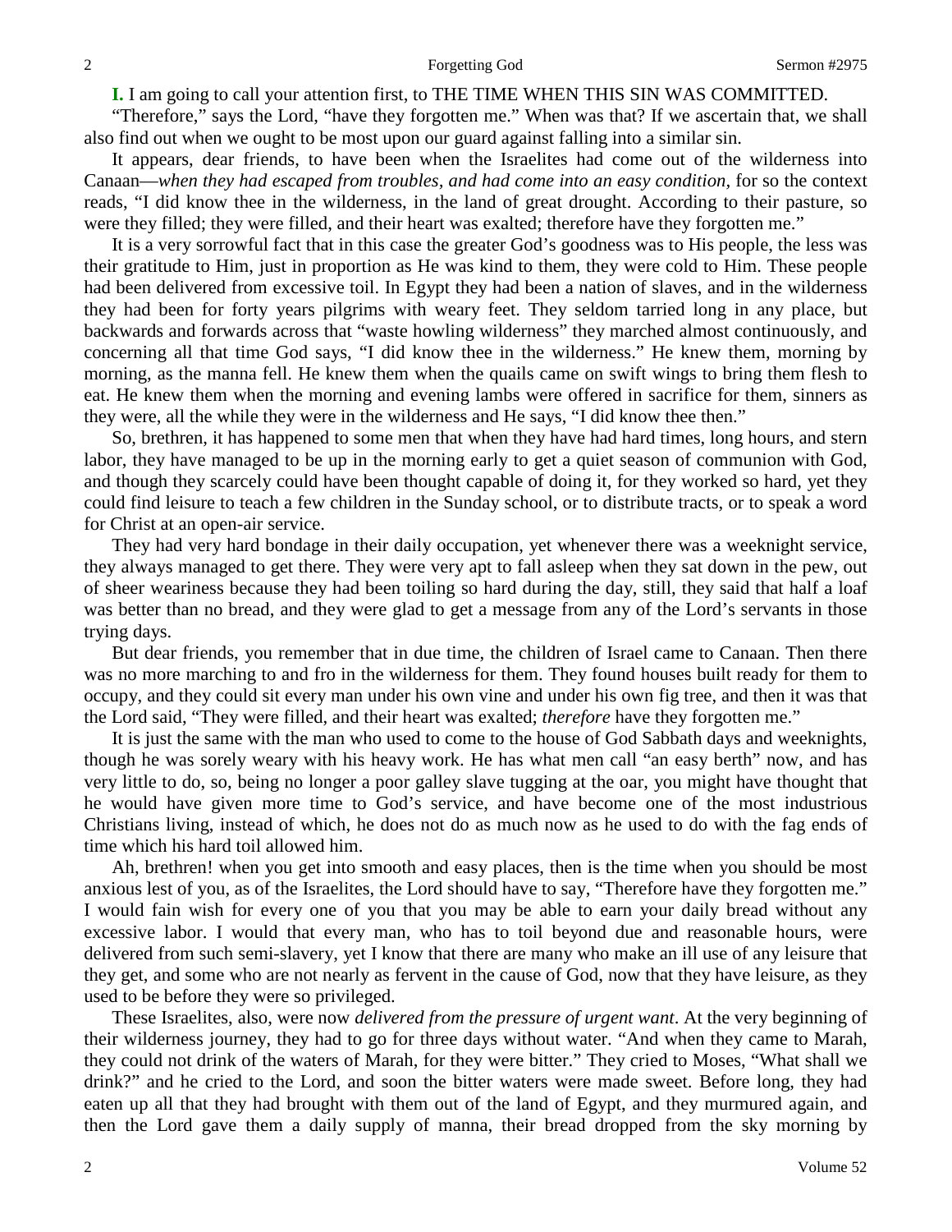**I.** I am going to call your attention first, to THE TIME WHEN THIS SIN WAS COMMITTED.

"Therefore," says the Lord, "have they forgotten me." When was that? If we ascertain that, we shall also find out when we ought to be most upon our guard against falling into a similar sin.

It appears, dear friends, to have been when the Israelites had come out of the wilderness into Canaan—*when they had escaped from troubles, and had come into an easy condition,* for so the context reads, "I did know thee in the wilderness, in the land of great drought. According to their pasture, so were they filled; they were filled, and their heart was exalted; therefore have they forgotten me."

It is a very sorrowful fact that in this case the greater God's goodness was to His people, the less was their gratitude to Him, just in proportion as He was kind to them, they were cold to Him. These people had been delivered from excessive toil. In Egypt they had been a nation of slaves, and in the wilderness they had been for forty years pilgrims with weary feet. They seldom tarried long in any place, but backwards and forwards across that "waste howling wilderness" they marched almost continuously, and concerning all that time God says, "I did know thee in the wilderness." He knew them, morning by morning, as the manna fell. He knew them when the quails came on swift wings to bring them flesh to eat. He knew them when the morning and evening lambs were offered in sacrifice for them, sinners as they were, all the while they were in the wilderness and He says, "I did know thee then."

So, brethren, it has happened to some men that when they have had hard times, long hours, and stern labor, they have managed to be up in the morning early to get a quiet season of communion with God, and though they scarcely could have been thought capable of doing it, for they worked so hard, yet they could find leisure to teach a few children in the Sunday school, or to distribute tracts, or to speak a word for Christ at an open-air service.

They had very hard bondage in their daily occupation, yet whenever there was a weeknight service, they always managed to get there. They were very apt to fall asleep when they sat down in the pew, out of sheer weariness because they had been toiling so hard during the day, still, they said that half a loaf was better than no bread, and they were glad to get a message from any of the Lord's servants in those trying days.

But dear friends, you remember that in due time, the children of Israel came to Canaan. Then there was no more marching to and fro in the wilderness for them. They found houses built ready for them to occupy, and they could sit every man under his own vine and under his own fig tree, and then it was that the Lord said, "They were filled, and their heart was exalted; *therefore* have they forgotten me."

It is just the same with the man who used to come to the house of God Sabbath days and weeknights, though he was sorely weary with his heavy work. He has what men call "an easy berth" now, and has very little to do, so, being no longer a poor galley slave tugging at the oar, you might have thought that he would have given more time to God's service, and have become one of the most industrious Christians living, instead of which, he does not do as much now as he used to do with the fag ends of time which his hard toil allowed him.

Ah, brethren! when you get into smooth and easy places, then is the time when you should be most anxious lest of you, as of the Israelites, the Lord should have to say, "Therefore have they forgotten me." I would fain wish for every one of you that you may be able to earn your daily bread without any excessive labor. I would that every man, who has to toil beyond due and reasonable hours, were delivered from such semi-slavery, yet I know that there are many who make an ill use of any leisure that they get, and some who are not nearly as fervent in the cause of God, now that they have leisure, as they used to be before they were so privileged.

These Israelites, also, were now *delivered from the pressure of urgent want*. At the very beginning of their wilderness journey, they had to go for three days without water. "And when they came to Marah, they could not drink of the waters of Marah, for they were bitter." They cried to Moses, "What shall we drink?" and he cried to the Lord, and soon the bitter waters were made sweet. Before long, they had eaten up all that they had brought with them out of the land of Egypt, and they murmured again, and then the Lord gave them a daily supply of manna, their bread dropped from the sky morning by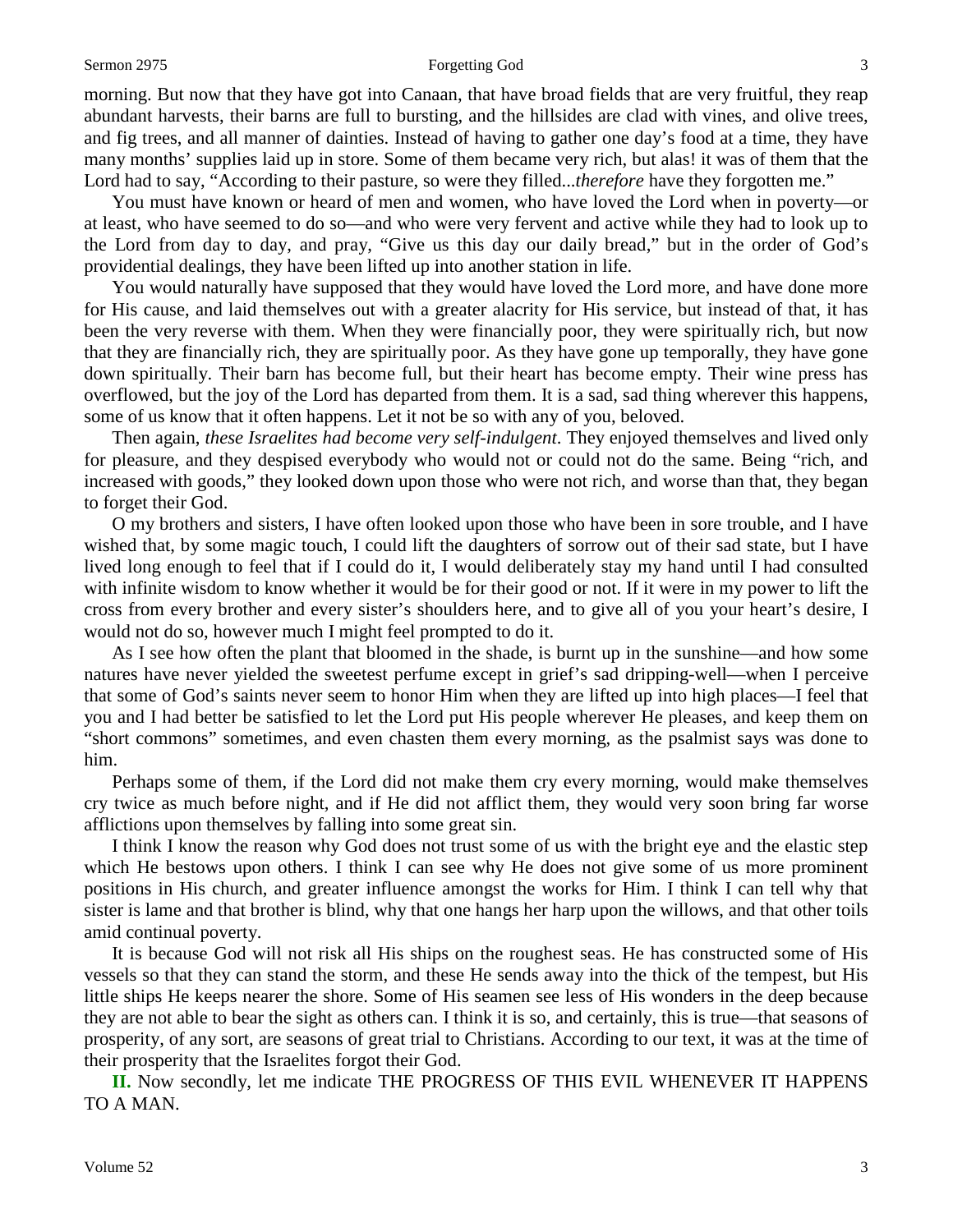morning. But now that they have got into Canaan, that have broad fields that are very fruitful, they reap abundant harvests, their barns are full to bursting, and the hillsides are clad with vines, and olive trees, and fig trees, and all manner of dainties. Instead of having to gather one day's food at a time, they have many months' supplies laid up in store. Some of them became very rich, but alas! it was of them that the Lord had to say, "According to their pasture, so were they filled...*therefore* have they forgotten me."

You must have known or heard of men and women, who have loved the Lord when in poverty—or at least, who have seemed to do so—and who were very fervent and active while they had to look up to the Lord from day to day, and pray, "Give us this day our daily bread," but in the order of God's providential dealings, they have been lifted up into another station in life.

You would naturally have supposed that they would have loved the Lord more, and have done more for His cause, and laid themselves out with a greater alacrity for His service, but instead of that, it has been the very reverse with them. When they were financially poor, they were spiritually rich, but now that they are financially rich, they are spiritually poor. As they have gone up temporally, they have gone down spiritually. Their barn has become full, but their heart has become empty. Their wine press has overflowed, but the joy of the Lord has departed from them. It is a sad, sad thing wherever this happens, some of us know that it often happens. Let it not be so with any of you, beloved.

Then again, *these Israelites had become very self-indulgent*. They enjoyed themselves and lived only for pleasure, and they despised everybody who would not or could not do the same. Being "rich, and increased with goods," they looked down upon those who were not rich, and worse than that, they began to forget their God.

O my brothers and sisters, I have often looked upon those who have been in sore trouble, and I have wished that, by some magic touch, I could lift the daughters of sorrow out of their sad state, but I have lived long enough to feel that if I could do it, I would deliberately stay my hand until I had consulted with infinite wisdom to know whether it would be for their good or not. If it were in my power to lift the cross from every brother and every sister's shoulders here, and to give all of you your heart's desire, I would not do so, however much I might feel prompted to do it.

As I see how often the plant that bloomed in the shade, is burnt up in the sunshine—and how some natures have never yielded the sweetest perfume except in grief's sad dripping-well—when I perceive that some of God's saints never seem to honor Him when they are lifted up into high places—I feel that you and I had better be satisfied to let the Lord put His people wherever He pleases, and keep them on "short commons" sometimes, and even chasten them every morning, as the psalmist says was done to him.

Perhaps some of them, if the Lord did not make them cry every morning, would make themselves cry twice as much before night, and if He did not afflict them, they would very soon bring far worse afflictions upon themselves by falling into some great sin.

I think I know the reason why God does not trust some of us with the bright eye and the elastic step which He bestows upon others. I think I can see why He does not give some of us more prominent positions in His church, and greater influence amongst the works for Him. I think I can tell why that sister is lame and that brother is blind, why that one hangs her harp upon the willows, and that other toils amid continual poverty.

It is because God will not risk all His ships on the roughest seas. He has constructed some of His vessels so that they can stand the storm, and these He sends away into the thick of the tempest, but His little ships He keeps nearer the shore. Some of His seamen see less of His wonders in the deep because they are not able to bear the sight as others can. I think it is so, and certainly, this is true—that seasons of prosperity, of any sort, are seasons of great trial to Christians. According to our text, it was at the time of their prosperity that the Israelites forgot their God.

**II.** Now secondly, let me indicate THE PROGRESS OF THIS EVIL WHENEVER IT HAPPENS TO A MAN.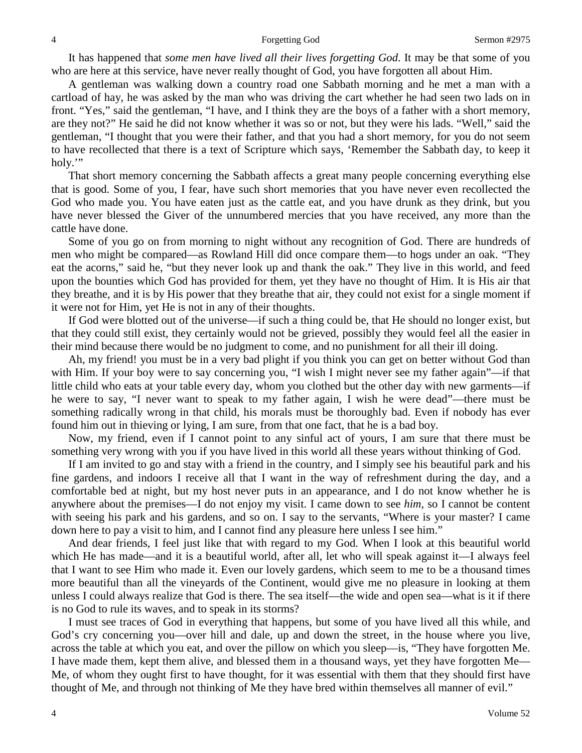It has happened that *some men have lived all their lives forgetting God*. It may be that some of you who are here at this service, have never really thought of God, you have forgotten all about Him.

A gentleman was walking down a country road one Sabbath morning and he met a man with a cartload of hay, he was asked by the man who was driving the cart whether he had seen two lads on in front. "Yes," said the gentleman, "I have, and I think they are the boys of a father with a short memory, are they not?" He said he did not know whether it was so or not, but they were his lads. "Well," said the gentleman, "I thought that you were their father, and that you had a short memory, for you do not seem to have recollected that there is a text of Scripture which says, 'Remember the Sabbath day, to keep it holy.'"

That short memory concerning the Sabbath affects a great many people concerning everything else that is good. Some of you, I fear, have such short memories that you have never even recollected the God who made you. You have eaten just as the cattle eat, and you have drunk as they drink, but you have never blessed the Giver of the unnumbered mercies that you have received, any more than the cattle have done.

Some of you go on from morning to night without any recognition of God. There are hundreds of men who might be compared—as Rowland Hill did once compare them—to hogs under an oak. "They eat the acorns," said he, "but they never look up and thank the oak." They live in this world, and feed upon the bounties which God has provided for them, yet they have no thought of Him. It is His air that they breathe, and it is by His power that they breathe that air, they could not exist for a single moment if it were not for Him, yet He is not in any of their thoughts.

If God were blotted out of the universe—if such a thing could be, that He should no longer exist, but that they could still exist, they certainly would not be grieved, possibly they would feel all the easier in their mind because there would be no judgment to come, and no punishment for all their ill doing.

Ah, my friend! you must be in a very bad plight if you think you can get on better without God than with Him. If your boy were to say concerning you, "I wish I might never see my father again"—if that little child who eats at your table every day, whom you clothed but the other day with new garments—if he were to say, "I never want to speak to my father again, I wish he were dead"—there must be something radically wrong in that child, his morals must be thoroughly bad. Even if nobody has ever found him out in thieving or lying, I am sure, from that one fact, that he is a bad boy.

Now, my friend, even if I cannot point to any sinful act of yours, I am sure that there must be something very wrong with you if you have lived in this world all these years without thinking of God.

If I am invited to go and stay with a friend in the country, and I simply see his beautiful park and his fine gardens, and indoors I receive all that I want in the way of refreshment during the day, and a comfortable bed at night, but my host never puts in an appearance, and I do not know whether he is anywhere about the premises—I do not enjoy my visit. I came down to see *him*, so I cannot be content with seeing his park and his gardens, and so on. I say to the servants, "Where is your master? I came down here to pay a visit to him, and I cannot find any pleasure here unless I see him."

And dear friends, I feel just like that with regard to my God. When I look at this beautiful world which He has made—and it is a beautiful world, after all, let who will speak against it—I always feel that I want to see Him who made it. Even our lovely gardens, which seem to me to be a thousand times more beautiful than all the vineyards of the Continent, would give me no pleasure in looking at them unless I could always realize that God is there. The sea itself—the wide and open sea—what is it if there is no God to rule its waves, and to speak in its storms?

I must see traces of God in everything that happens, but some of you have lived all this while, and God's cry concerning you—over hill and dale, up and down the street, in the house where you live, across the table at which you eat, and over the pillow on which you sleep—is, "They have forgotten Me. I have made them, kept them alive, and blessed them in a thousand ways, yet they have forgotten Me—Me, of whom they ought first to have thought, for it was essential with them that they should first have thought of Me, and through not thinking of Me they have bred within themselves all manner of evil."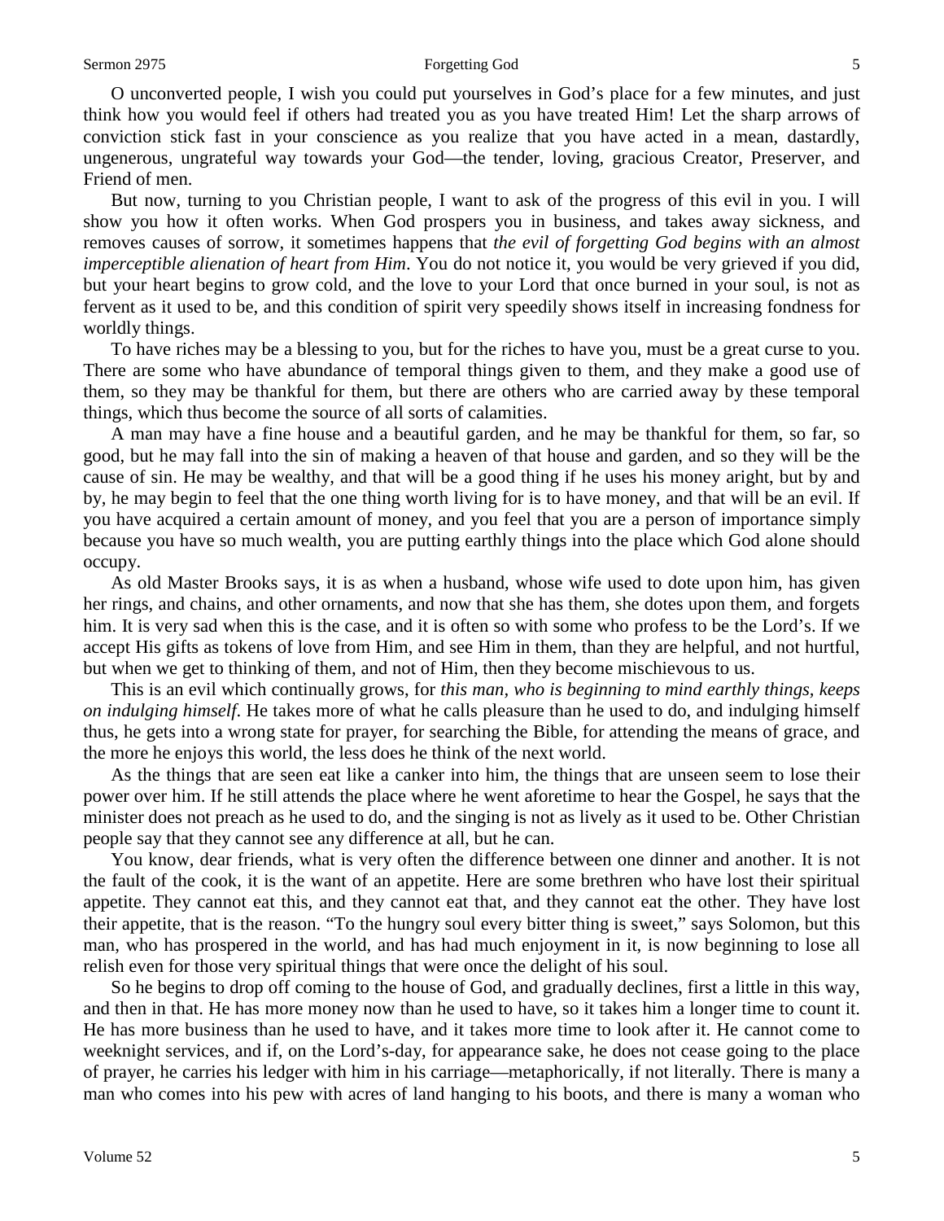O unconverted people, I wish you could put yourselves in God's place for a few minutes, and just think how you would feel if others had treated you as you have treated Him! Let the sharp arrows of conviction stick fast in your conscience as you realize that you have acted in a mean, dastardly, ungenerous, ungrateful way towards your God—the tender, loving, gracious Creator, Preserver, and Friend of men.

But now, turning to you Christian people, I want to ask of the progress of this evil in you. I will show you how it often works. When God prospers you in business, and takes away sickness, and removes causes of sorrow, it sometimes happens that *the evil of forgetting God begins with an almost imperceptible alienation of heart from Him*. You do not notice it, you would be very grieved if you did, but your heart begins to grow cold, and the love to your Lord that once burned in your soul, is not as fervent as it used to be, and this condition of spirit very speedily shows itself in increasing fondness for worldly things.

To have riches may be a blessing to you, but for the riches to have you, must be a great curse to you. There are some who have abundance of temporal things given to them, and they make a good use of them, so they may be thankful for them, but there are others who are carried away by these temporal things, which thus become the source of all sorts of calamities.

A man may have a fine house and a beautiful garden, and he may be thankful for them, so far, so good, but he may fall into the sin of making a heaven of that house and garden, and so they will be the cause of sin. He may be wealthy, and that will be a good thing if he uses his money aright, but by and by, he may begin to feel that the one thing worth living for is to have money, and that will be an evil. If you have acquired a certain amount of money, and you feel that you are a person of importance simply because you have so much wealth, you are putting earthly things into the place which God alone should occupy.

As old Master Brooks says, it is as when a husband, whose wife used to dote upon him, has given her rings, and chains, and other ornaments, and now that she has them, she dotes upon them, and forgets him. It is very sad when this is the case, and it is often so with some who profess to be the Lord's. If we accept His gifts as tokens of love from Him, and see Him in them, than they are helpful, and not hurtful, but when we get to thinking of them, and not of Him, then they become mischievous to us.

This is an evil which continually grows, for *this man, who is beginning to mind earthly things, keeps on indulging himself*. He takes more of what he calls pleasure than he used to do, and indulging himself thus, he gets into a wrong state for prayer, for searching the Bible, for attending the means of grace, and the more he enjoys this world, the less does he think of the next world.

As the things that are seen eat like a canker into him, the things that are unseen seem to lose their power over him. If he still attends the place where he went aforetime to hear the Gospel, he says that the minister does not preach as he used to do, and the singing is not as lively as it used to be. Other Christian people say that they cannot see any difference at all, but he can.

You know, dear friends, what is very often the difference between one dinner and another. It is not the fault of the cook, it is the want of an appetite. Here are some brethren who have lost their spiritual appetite. They cannot eat this, and they cannot eat that, and they cannot eat the other. They have lost their appetite, that is the reason. "To the hungry soul every bitter thing is sweet," says Solomon, but this man, who has prospered in the world, and has had much enjoyment in it, is now beginning to lose all relish even for those very spiritual things that were once the delight of his soul.

So he begins to drop off coming to the house of God, and gradually declines, first a little in this way, and then in that. He has more money now than he used to have, so it takes him a longer time to count it. He has more business than he used to have, and it takes more time to look after it. He cannot come to weeknight services, and if, on the Lord's-day, for appearance sake, he does not cease going to the place of prayer, he carries his ledger with him in his carriage—metaphorically, if not literally. There is many a man who comes into his pew with acres of land hanging to his boots, and there is many a woman who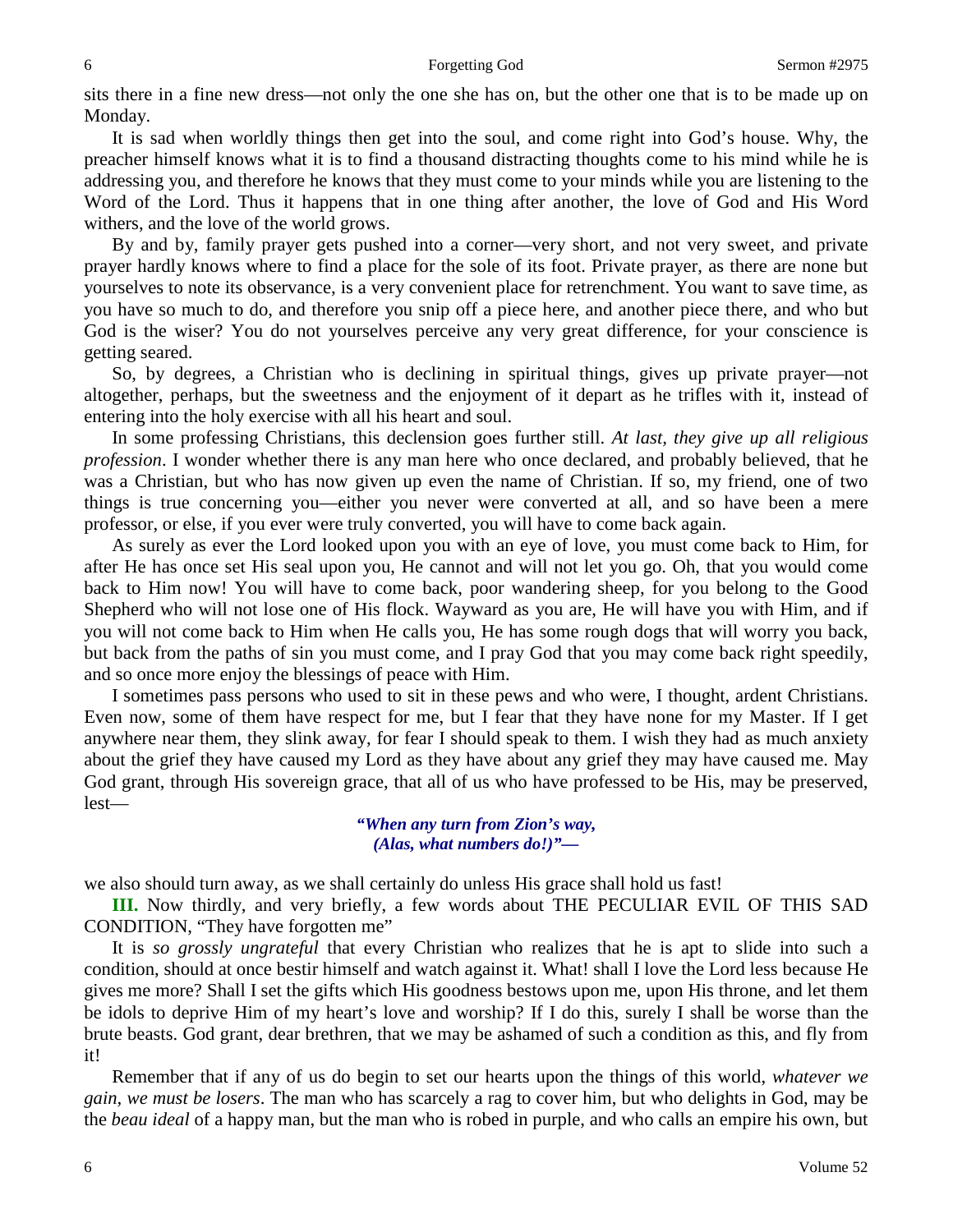sits there in a fine new dress—not only the one she has on, but the other one that is to be made up on Monday.

It is sad when worldly things then get into the soul, and come right into God's house. Why, the preacher himself knows what it is to find a thousand distracting thoughts come to his mind while he is addressing you, and therefore he knows that they must come to your minds while you are listening to the Word of the Lord. Thus it happens that in one thing after another, the love of God and His Word withers, and the love of the world grows.

By and by, family prayer gets pushed into a corner—very short, and not very sweet, and private prayer hardly knows where to find a place for the sole of its foot. Private prayer, as there are none but yourselves to note its observance, is a very convenient place for retrenchment. You want to save time, as you have so much to do, and therefore you snip off a piece here, and another piece there, and who but God is the wiser? You do not yourselves perceive any very great difference, for your conscience is getting seared.

So, by degrees, a Christian who is declining in spiritual things, gives up private prayer—not altogether, perhaps, but the sweetness and the enjoyment of it depart as he trifles with it, instead of entering into the holy exercise with all his heart and soul.

In some professing Christians, this declension goes further still. *At last, they give up all religious profession*. I wonder whether there is any man here who once declared, and probably believed, that he was a Christian, but who has now given up even the name of Christian. If so, my friend, one of two things is true concerning you—either you never were converted at all, and so have been a mere professor, or else, if you ever were truly converted, you will have to come back again.

As surely as ever the Lord looked upon you with an eye of love, you must come back to Him, for after He has once set His seal upon you, He cannot and will not let you go. Oh, that you would come back to Him now! You will have to come back, poor wandering sheep, for you belong to the Good Shepherd who will not lose one of His flock. Wayward as you are, He will have you with Him, and if you will not come back to Him when He calls you, He has some rough dogs that will worry you back, but back from the paths of sin you must come, and I pray God that you may come back right speedily, and so once more enjoy the blessings of peace with Him.

I sometimes pass persons who used to sit in these pews and who were, I thought, ardent Christians. Even now, some of them have respect for me, but I fear that they have none for my Master. If I get anywhere near them, they slink away, for fear I should speak to them. I wish they had as much anxiety about the grief they have caused my Lord as they have about any grief they may have caused me. May God grant, through His sovereign grace, that all of us who have professed to be His, may be preserved, lest—

> ***"When any turn from Zion's way,***
> ***(Alas, what numbers do!)"—***

we also should turn away, as we shall certainly do unless His grace shall hold us fast!

**III.** Now thirdly, and very briefly, a few words about THE PECULIAR EVIL OF THIS SAD CONDITION, "They have forgotten me"

It is *so grossly ungrateful* that every Christian who realizes that he is apt to slide into such a condition, should at once bestir himself and watch against it. What! shall I love the Lord less because He gives me more? Shall I set the gifts which His goodness bestows upon me, upon His throne, and let them be idols to deprive Him of my heart's love and worship? If I do this, surely I shall be worse than the brute beasts. God grant, dear brethren, that we may be ashamed of such a condition as this, and fly from it!

Remember that if any of us do begin to set our hearts upon the things of this world, *whatever we gain, we must be losers*. The man who has scarcely a rag to cover him, but who delights in God, may be the *beau ideal* of a happy man, but the man who is robed in purple, and who calls an empire his own, but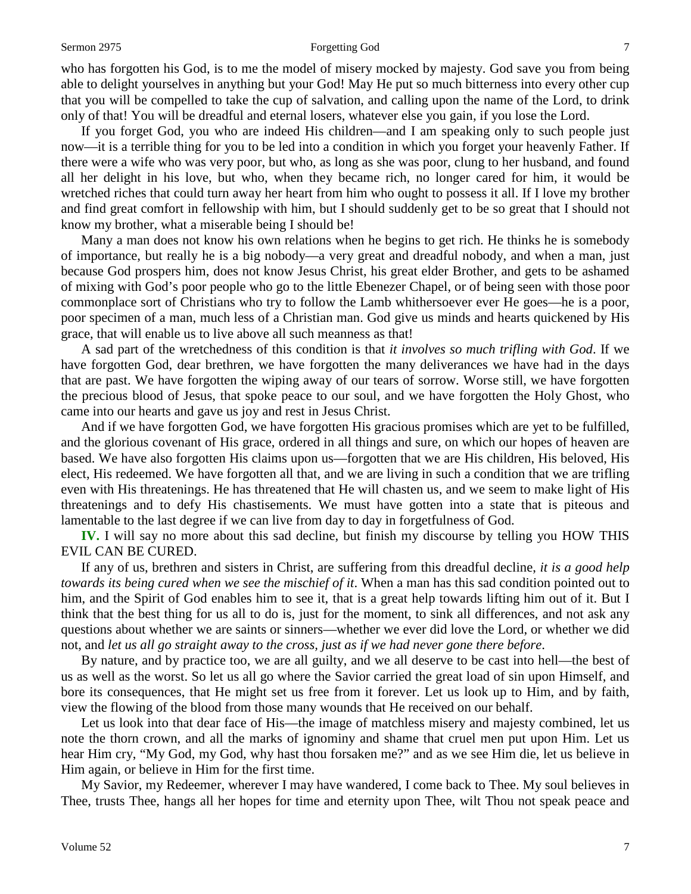who has forgotten his God, is to me the model of misery mocked by majesty. God save you from being able to delight yourselves in anything but your God! May He put so much bitterness into every other cup that you will be compelled to take the cup of salvation, and calling upon the name of the Lord, to drink only of that! You will be dreadful and eternal losers, whatever else you gain, if you lose the Lord.

If you forget God, you who are indeed His children—and I am speaking only to such people just now—it is a terrible thing for you to be led into a condition in which you forget your heavenly Father. If there were a wife who was very poor, but who, as long as she was poor, clung to her husband, and found all her delight in his love, but who, when they became rich, no longer cared for him, it would be wretched riches that could turn away her heart from him who ought to possess it all. If I love my brother and find great comfort in fellowship with him, but I should suddenly get to be so great that I should not know my brother, what a miserable being I should be!

Many a man does not know his own relations when he begins to get rich. He thinks he is somebody of importance, but really he is a big nobody—a very great and dreadful nobody, and when a man, just because God prospers him, does not know Jesus Christ, his great elder Brother, and gets to be ashamed of mixing with God's poor people who go to the little Ebenezer Chapel, or of being seen with those poor commonplace sort of Christians who try to follow the Lamb whithersoever ever He goes—he is a poor, poor specimen of a man, much less of a Christian man. God give us minds and hearts quickened by His grace, that will enable us to live above all such meanness as that!

A sad part of the wretchedness of this condition is that *it involves so much trifling with God*. If we have forgotten God, dear brethren, we have forgotten the many deliverances we have had in the days that are past. We have forgotten the wiping away of our tears of sorrow. Worse still, we have forgotten the precious blood of Jesus, that spoke peace to our soul, and we have forgotten the Holy Ghost, who came into our hearts and gave us joy and rest in Jesus Christ.

And if we have forgotten God, we have forgotten His gracious promises which are yet to be fulfilled, and the glorious covenant of His grace, ordered in all things and sure, on which our hopes of heaven are based. We have also forgotten His claims upon us—forgotten that we are His children, His beloved, His elect, His redeemed. We have forgotten all that, and we are living in such a condition that we are trifling even with His threatenings. He has threatened that He will chasten us, and we seem to make light of His threatenings and to defy His chastisements. We must have gotten into a state that is piteous and lamentable to the last degree if we can live from day to day in forgetfulness of God.

**IV.** I will say no more about this sad decline, but finish my discourse by telling you HOW THIS EVIL CAN BE CURED.

If any of us, brethren and sisters in Christ, are suffering from this dreadful decline, *it is a good help towards its being cured when we see the mischief of it*. When a man has this sad condition pointed out to him, and the Spirit of God enables him to see it, that is a great help towards lifting him out of it. But I think that the best thing for us all to do is, just for the moment, to sink all differences, and not ask any questions about whether we are saints or sinners—whether we ever did love the Lord, or whether we did not, and *let us all go straight away to the cross, just as if we had never gone there before*.

By nature, and by practice too, we are all guilty, and we all deserve to be cast into hell—the best of us as well as the worst. So let us all go where the Savior carried the great load of sin upon Himself, and bore its consequences, that He might set us free from it forever. Let us look up to Him, and by faith, view the flowing of the blood from those many wounds that He received on our behalf.

Let us look into that dear face of His—the image of matchless misery and majesty combined, let us note the thorn crown, and all the marks of ignominy and shame that cruel men put upon Him. Let us hear Him cry, "My God, my God, why hast thou forsaken me?" and as we see Him die, let us believe in Him again, or believe in Him for the first time.

My Savior, my Redeemer, wherever I may have wandered, I come back to Thee. My soul believes in Thee, trusts Thee, hangs all her hopes for time and eternity upon Thee, wilt Thou not speak peace and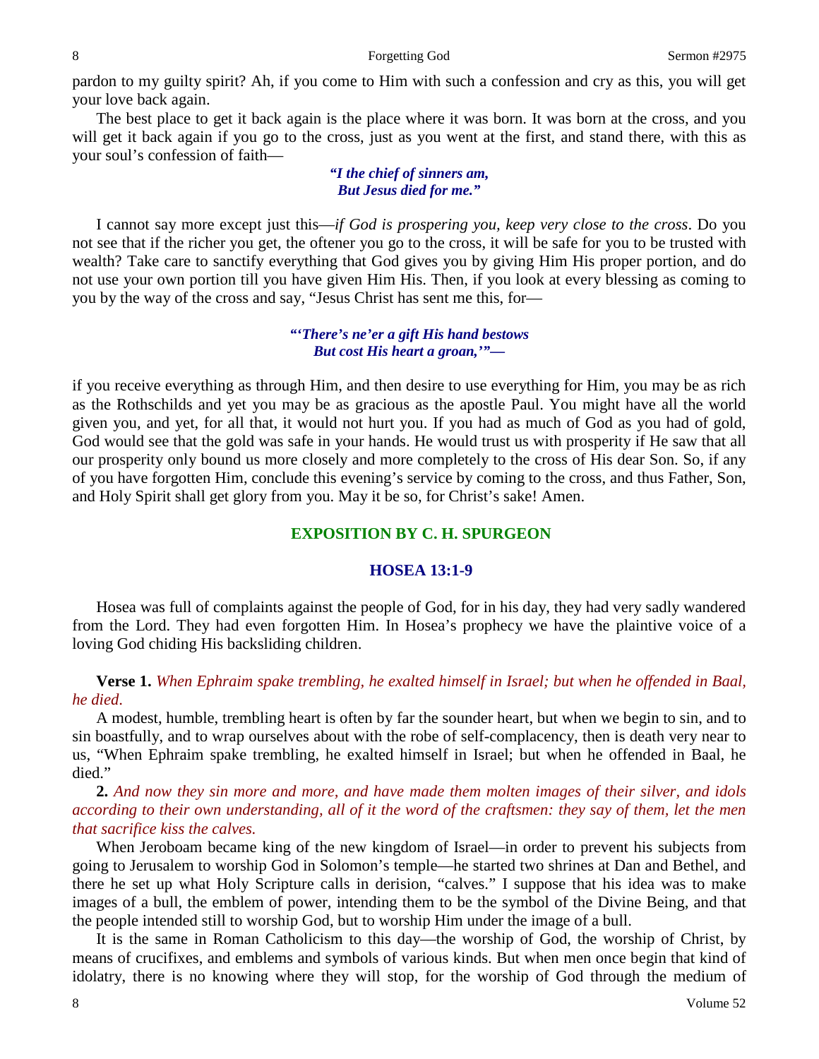pardon to my guilty spirit? Ah, if you come to Him with such a confession and cry as this, you will get your love back again.

The best place to get it back again is the place where it was born. It was born at the cross, and you will get it back again if you go to the cross, just as you went at the first, and stand there, with this as your soul's confession of faith—

> ***"I the chief of sinners am,***
> ***But Jesus died for me."***

I cannot say more except just this—*if God is prospering you, keep very close to the cross*. Do you not see that if the richer you get, the oftener you go to the cross, it will be safe for you to be trusted with wealth? Take care to sanctify everything that God gives you by giving Him His proper portion, and do not use your own portion till you have given Him His. Then, if you look at every blessing as coming to you by the way of the cross and say, "Jesus Christ has sent me this, for—

> ***"'There's ne'er a gift His hand bestows***
> ***But cost His heart a groan,'"—***

if you receive everything as through Him, and then desire to use everything for Him, you may be as rich as the Rothschilds and yet you may be as gracious as the apostle Paul. You might have all the world given you, and yet, for all that, it would not hurt you. If you had as much of God as you had of gold, God would see that the gold was safe in your hands. He would trust us with prosperity if He saw that all our prosperity only bound us more closely and more completely to the cross of His dear Son. So, if any of you have forgotten Him, conclude this evening's service by coming to the cross, and thus Father, Son, and Holy Spirit shall get glory from you. May it be so, for Christ's sake! Amen.

## EXPOSITION BY C. H. SPURGEON

## HOSEA 13:1-9

Hosea was full of complaints against the people of God, for in his day, they had very sadly wandered from the Lord. They had even forgotten Him. In Hosea's prophecy we have the plaintive voice of a loving God chiding His backsliding children.

**Verse 1.** *When Ephraim spake trembling, he exalted himself in Israel; but when he offended in Baal, he died.*

A modest, humble, trembling heart is often by far the sounder heart, but when we begin to sin, and to sin boastfully, and to wrap ourselves about with the robe of self-complacency, then is death very near to us, "When Ephraim spake trembling, he exalted himself in Israel; but when he offended in Baal, he died."

**2.** *And now they sin more and more, and have made them molten images of their silver, and idols according to their own understanding, all of it the word of the craftsmen: they say of them, let the men that sacrifice kiss the calves.*

When Jeroboam became king of the new kingdom of Israel—in order to prevent his subjects from going to Jerusalem to worship God in Solomon's temple—he started two shrines at Dan and Bethel, and there he set up what Holy Scripture calls in derision, "calves." I suppose that his idea was to make images of a bull, the emblem of power, intending them to be the symbol of the Divine Being, and that the people intended still to worship God, but to worship Him under the image of a bull.

It is the same in Roman Catholicism to this day—the worship of God, the worship of Christ, by means of crucifixes, and emblems and symbols of various kinds. But when men once begin that kind of idolatry, there is no knowing where they will stop, for the worship of God through the medium of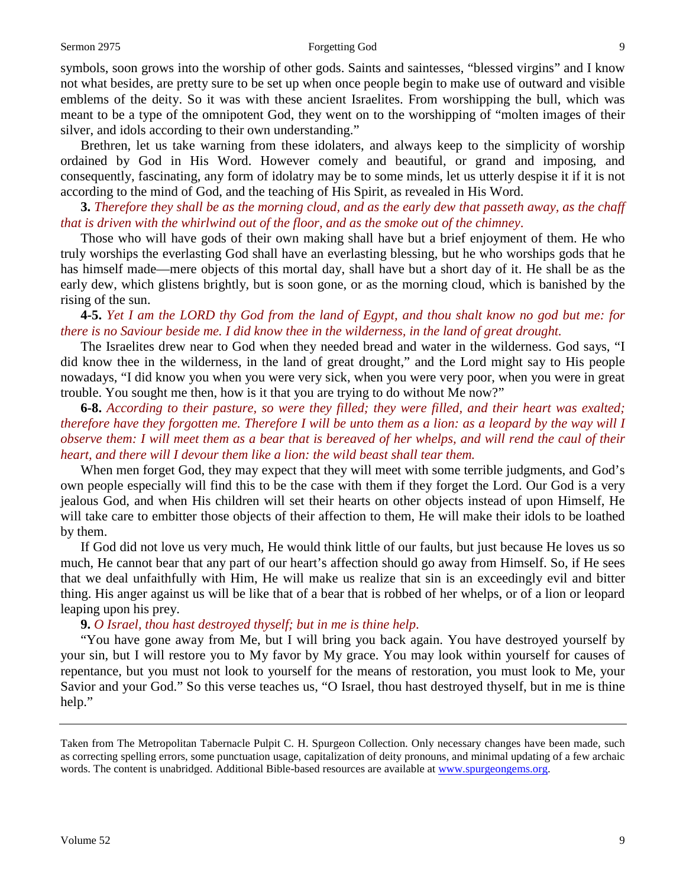symbols, soon grows into the worship of other gods. Saints and saintesses, "blessed virgins" and I know not what besides, are pretty sure to be set up when once people begin to make use of outward and visible emblems of the deity. So it was with these ancient Israelites. From worshipping the bull, which was meant to be a type of the omnipotent God, they went on to the worshipping of "molten images of their silver, and idols according to their own understanding."

Brethren, let us take warning from these idolaters, and always keep to the simplicity of worship ordained by God in His Word. However comely and beautiful, or grand and imposing, and consequently, fascinating, any form of idolatry may be to some minds, let us utterly despise it if it is not according to the mind of God, and the teaching of His Spirit, as revealed in His Word.

**3.** *Therefore they shall be as the morning cloud, and as the early dew that passeth away, as the chaff that is driven with the whirlwind out of the floor, and as the smoke out of the chimney.*

Those who will have gods of their own making shall have but a brief enjoyment of them. He who truly worships the everlasting God shall have an everlasting blessing, but he who worships gods that he has himself made—mere objects of this mortal day, shall have but a short day of it. He shall be as the early dew, which glistens brightly, but is soon gone, or as the morning cloud, which is banished by the rising of the sun.

**4-5.** *Yet I am the LORD thy God from the land of Egypt, and thou shalt know no god but me: for there is no Saviour beside me. I did know thee in the wilderness, in the land of great drought.*

The Israelites drew near to God when they needed bread and water in the wilderness. God says, "I did know thee in the wilderness, in the land of great drought," and the Lord might say to His people nowadays, "I did know you when you were very sick, when you were very poor, when you were in great trouble. You sought me then, how is it that you are trying to do without Me now?"

**6-8.** *According to their pasture, so were they filled; they were filled, and their heart was exalted; therefore have they forgotten me. Therefore I will be unto them as a lion: as a leopard by the way will I observe them: I will meet them as a bear that is bereaved of her whelps, and will rend the caul of their heart, and there will I devour them like a lion: the wild beast shall tear them.*

When men forget God, they may expect that they will meet with some terrible judgments, and God's own people especially will find this to be the case with them if they forget the Lord. Our God is a very jealous God, and when His children will set their hearts on other objects instead of upon Himself, He will take care to embitter those objects of their affection to them, He will make their idols to be loathed by them.

If God did not love us very much, He would think little of our faults, but just because He loves us so much, He cannot bear that any part of our heart's affection should go away from Himself. So, if He sees that we deal unfaithfully with Him, He will make us realize that sin is an exceedingly evil and bitter thing. His anger against us will be like that of a bear that is robbed of her whelps, or of a lion or leopard leaping upon his prey.

**9.** *O Israel, thou hast destroyed thyself; but in me is thine help.*

"You have gone away from Me, but I will bring you back again. You have destroyed yourself by your sin, but I will restore you to My favor by My grace. You may look within yourself for causes of repentance, but you must not look to yourself for the means of restoration, you must look to Me, your Savior and your God." So this verse teaches us, "O Israel, thou hast destroyed thyself, but in me is thine help."

---

Taken from The Metropolitan Tabernacle Pulpit C. H. Spurgeon Collection. Only necessary changes have been made, such as correcting spelling errors, some punctuation usage, capitalization of deity pronouns, and minimal updating of a few archaic words. The content is unabridged. Additional Bible-based resources are available at www.spurgeongems.org.